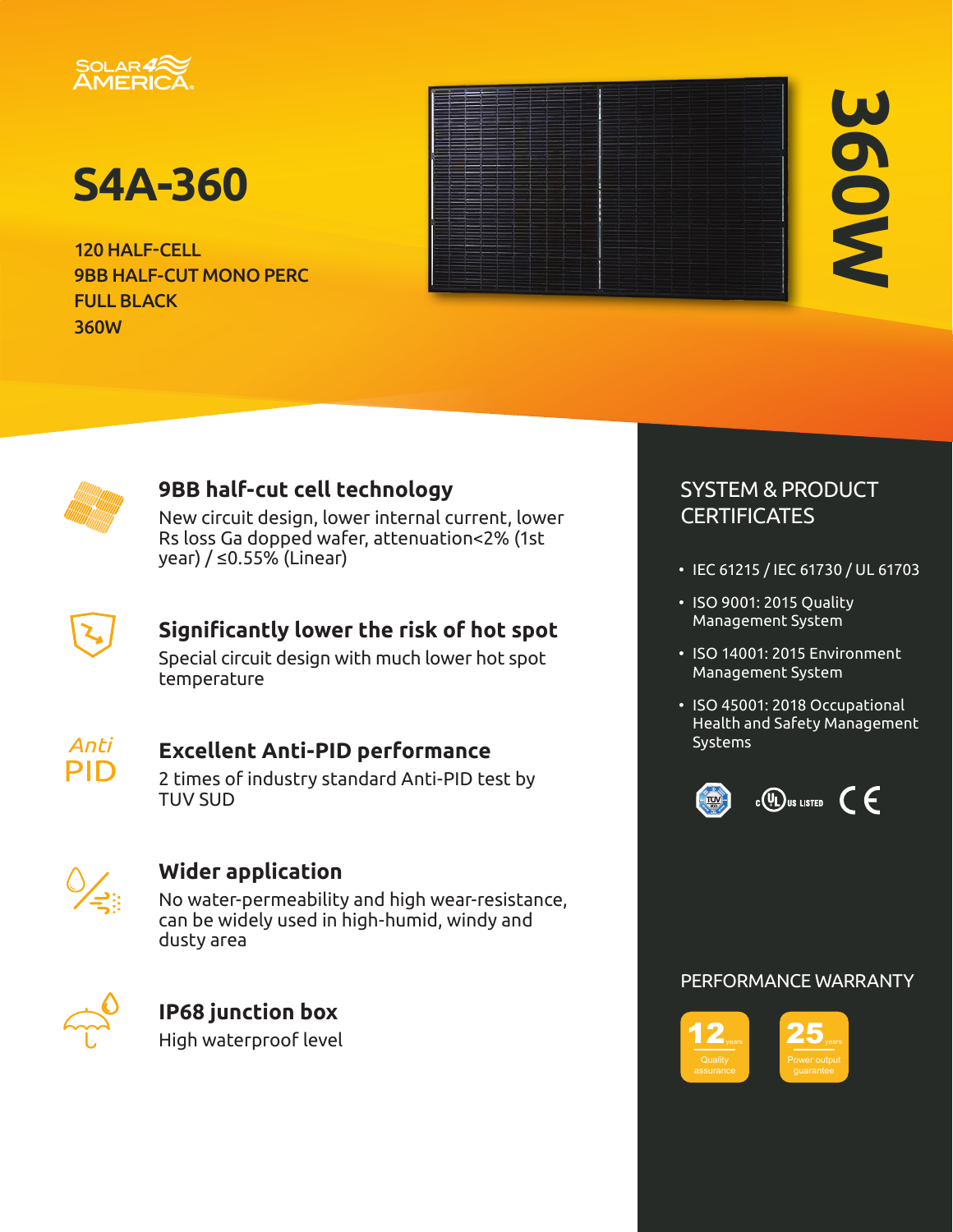SOLAR4 AMERICA

# S4A-360

120 HALF-CELL
9BB HALF-CUT MONO PERC
FULL BLACK
360W

360W

### 9BB half-cut cell technology

New circuit design, lower internal current, lower Rs loss Ga dopped wafer, attenuation<2% (1st year) / ≤0.55% (Linear)

### Significantly lower the risk of hot spot

Special circuit design with much lower hot spot temperature

### Excellent Anti-PID performance

Anti PID

2 times of industry standard Anti-PID test by TUV SUD

### Wider application

No water-permeability and high wear-resistance, can be widely used in high-humid, windy and dusty area

### IP68 junction box

High waterproof level

## SYSTEM & PRODUCT CERTIFICATES

- IEC 61215 / IEC 61730 / UL 61703
- ISO 9001: 2015 Quality Management System
- ISO 14001: 2015 Environment Management System
- ISO 45001: 2018 Occupational Health and Safety Management Systems

TÜV | c UL US LISTED | CE

## PERFORMANCE WARRANTY

- 12 years — Quality assurance
- 25 years — Power output guarantee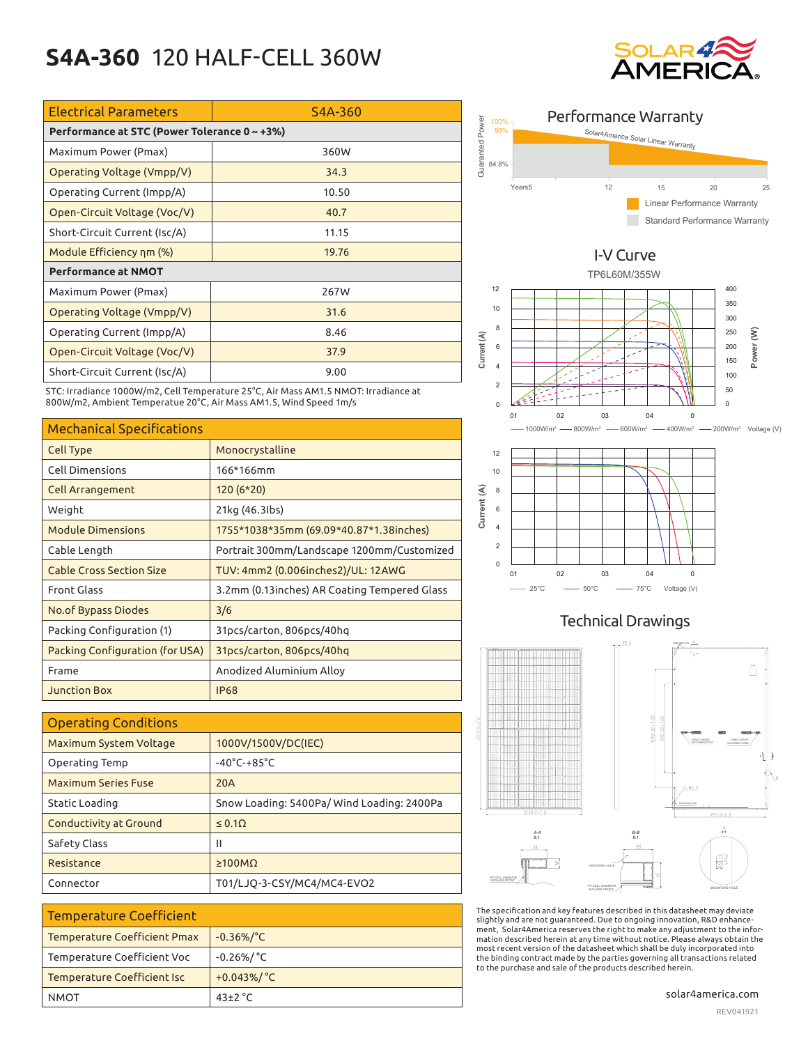# S4A-360 120 HALF-CELL 360W

| Electrical Parameters | S4A-360 |
|---|---|
| **Performance at STC (Power Tolerance 0 ~ +3%)** | |
| Maximum Power (Pmax) | 360W |
| Operating Voltage (Vmpp/V) | 34.3 |
| Operating Current (Impp/A) | 10.50 |
| Open-Circuit Voltage (Voc/V) | 40.7 |
| Short-Circuit Current (Isc/A) | 11.15 |
| Module Efficiency ηm (%) | 19.76 |
| **Performance at NMOT** | |
| Maximum Power (Pmax) | 267W |
| Operating Voltage (Vmpp/V) | 31.6 |
| Operating Current (Impp/A) | 8.46 |
| Open-Circuit Voltage (Voc/V) | 37.9 |
| Short-Circuit Current (Isc/A) | 9.00 |

STC: Irradiance 1000W/m2, Cell Temperature 25°C, Air Mass AM1.5 NMOT: Irradiance at 800W/m2, Ambient Temperature 20°C, Air Mass AM1.5, Wind Speed 1m/s

| Mechanical Specifications | |
|---|---|
| Cell Type | Monocrystalline |
| Cell Dimensions | 166*166mm |
| Cell Arrangement | 120 (6*20) |
| Weight | 21kg (46.3lbs) |
| Module Dimensions | 1755*1038*35mm (69.09*40.87*1.38inches) |
| Cable Length | Portrait 300mm/Landscape 1200mm/Customized |
| Cable Cross Section Size | TUV: 4mm2 (0.006inches2)/UL: 12AWG |
| Front Glass | 3.2mm (0.13inches) AR Coating Tempered Glass |
| No.of Bypass Diodes | 3/6 |
| Packing Configuration (1) | 31pcs/carton, 806pcs/40hq |
| Packing Configuration (for USA) | 31pcs/carton, 806pcs/40hq |
| Frame | Anodized Aluminium Alloy |
| Junction Box | IP68 |

| Operating Conditions | |
|---|---|
| Maximum System Voltage | 1000V/1500V/DC(IEC) |
| Operating Temp | -40°C-+85°C |
| Maximum Series Fuse | 20A |
| Static Loading | Snow Loading: 5400Pa/ Wind Loading: 2400Pa |
| Conductivity at Ground | ≤ 0.1Ω |
| Safety Class | II |
| Resistance | ≥100MΩ |
| Connector | T01/LJQ-3-CSY/MC4/MC4-EVO2 |

| Temperature Coefficient | |
|---|---|
| Temperature Coefficient Pmax | -0.36%/°C |
| Temperature Coefficient Voc | -0.26%/ °C |
| Temperature Coefficient Isc | +0.043%/ °C |
| NMOT | 43±2 °C |

## Performance Warranty

Guaranted Power
100%
98%
84.8%
Solar4America Solar Linear Warranty
Years5
12
15
20
25
Linear Performance Warranty
Standard Performance Warranty

## I-V Curve

TP6L60M/355W

Current (A)
Power (W)
1000W/m² 800W/m² 600W/m² 400W/m² 200W/m² Voltage (V)

25°C 50°C 75°C Voltage (V)

## Technical Drawings

The specification and key features described in this datasheet may deviate slightly and are not guaranteed. Due to ongoing innovation, R&D enhancement, Solar4America reserves the right to make any adjustment to the information described herein at any time without notice. Please always obtain the most recent version of the datasheet which shall be duly incorporated into the binding contract made by the parties governing all transactions related to the purchase and sale of the products described herein.

solar4america.com

REV041921